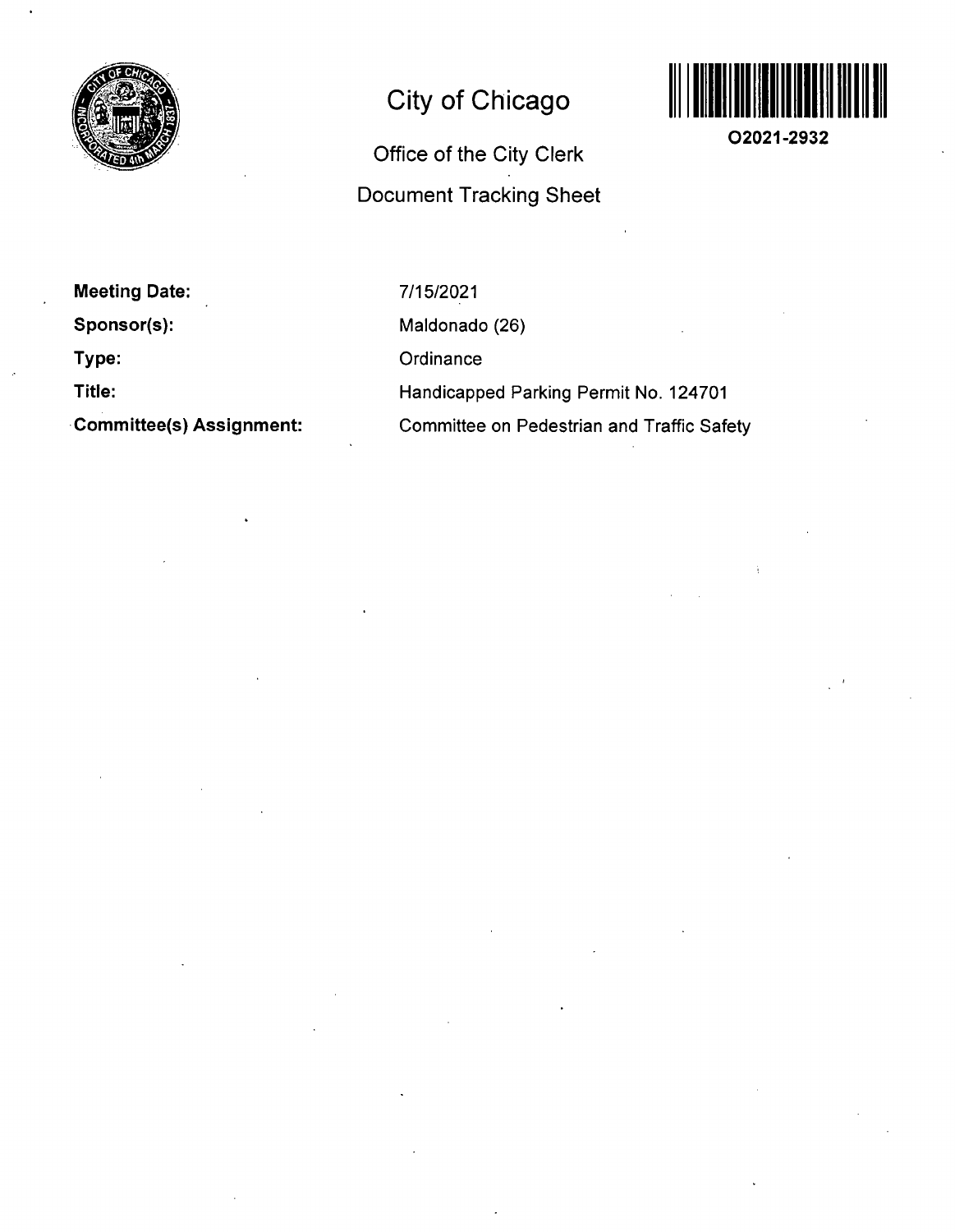# City of Chicago

## Office of the City Clerk

## Document Tracking Sheet

**O2021-2932**

| | |
|---|---|
| **Meeting Date:** | 7/15/2021 |
| **Sponsor(s):** | Maldonado (26) |
| **Type:** | Ordinance |
| **Title:** | Handicapped Parking Permit No. 124701 |
| **Committee(s) Assignment:** | Committee on Pedestrian and Traffic Safety |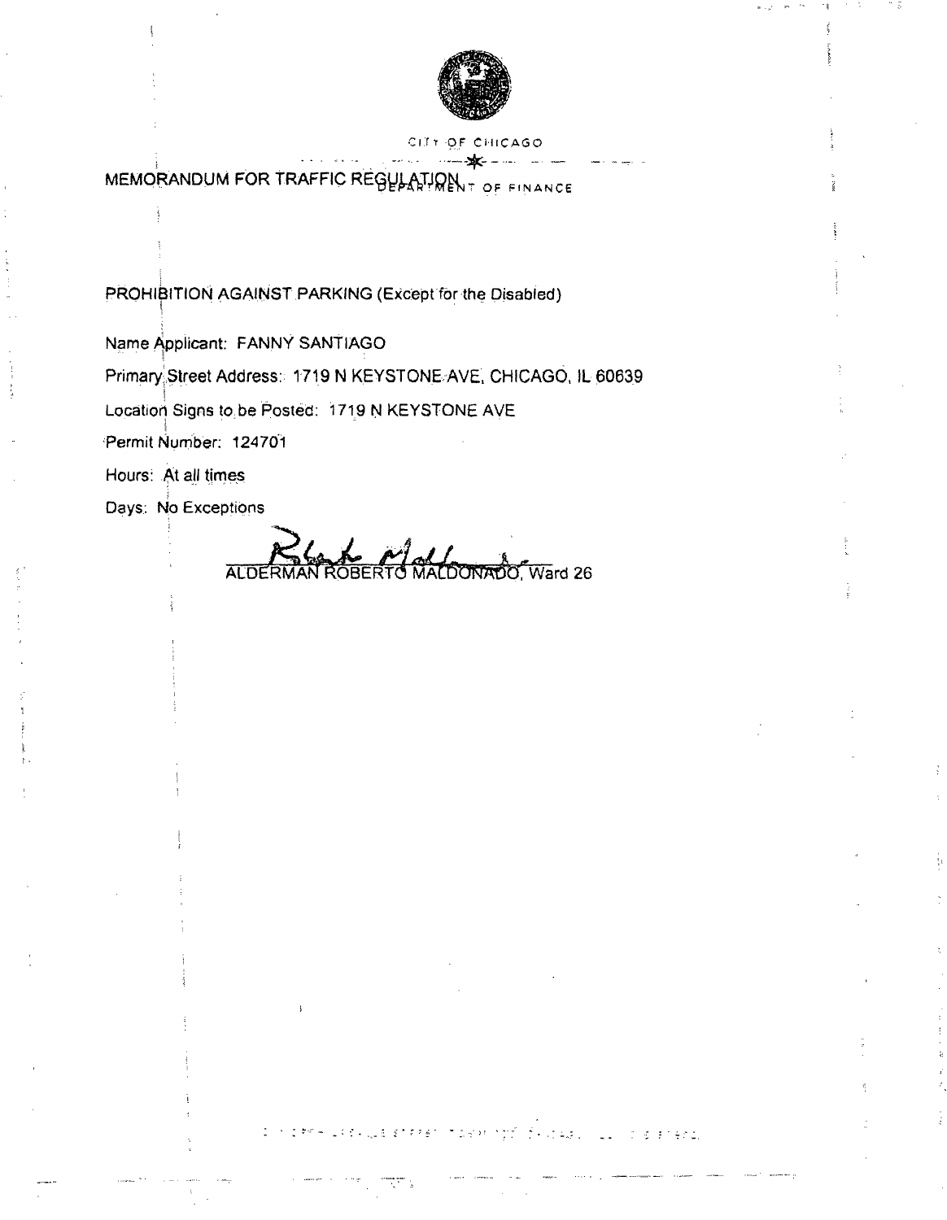CITY OF CHICAGO

DEPARTMENT OF FINANCE

# MEMORANDUM FOR TRAFFIC REGULATION

PROHIBITION AGAINST PARKING (Except for the Disabled)

Name Applicant: FANNY SANTIAGO

Primary Street Address: 1719 N KEYSTONE AVE, CHICAGO, IL 60639

Location Signs to be Posted: 1719 N KEYSTONE AVE

Permit Number: 124701

Hours: At all times

Days: No Exceptions

ALDERMAN ROBERTO MALDONADO, Ward 26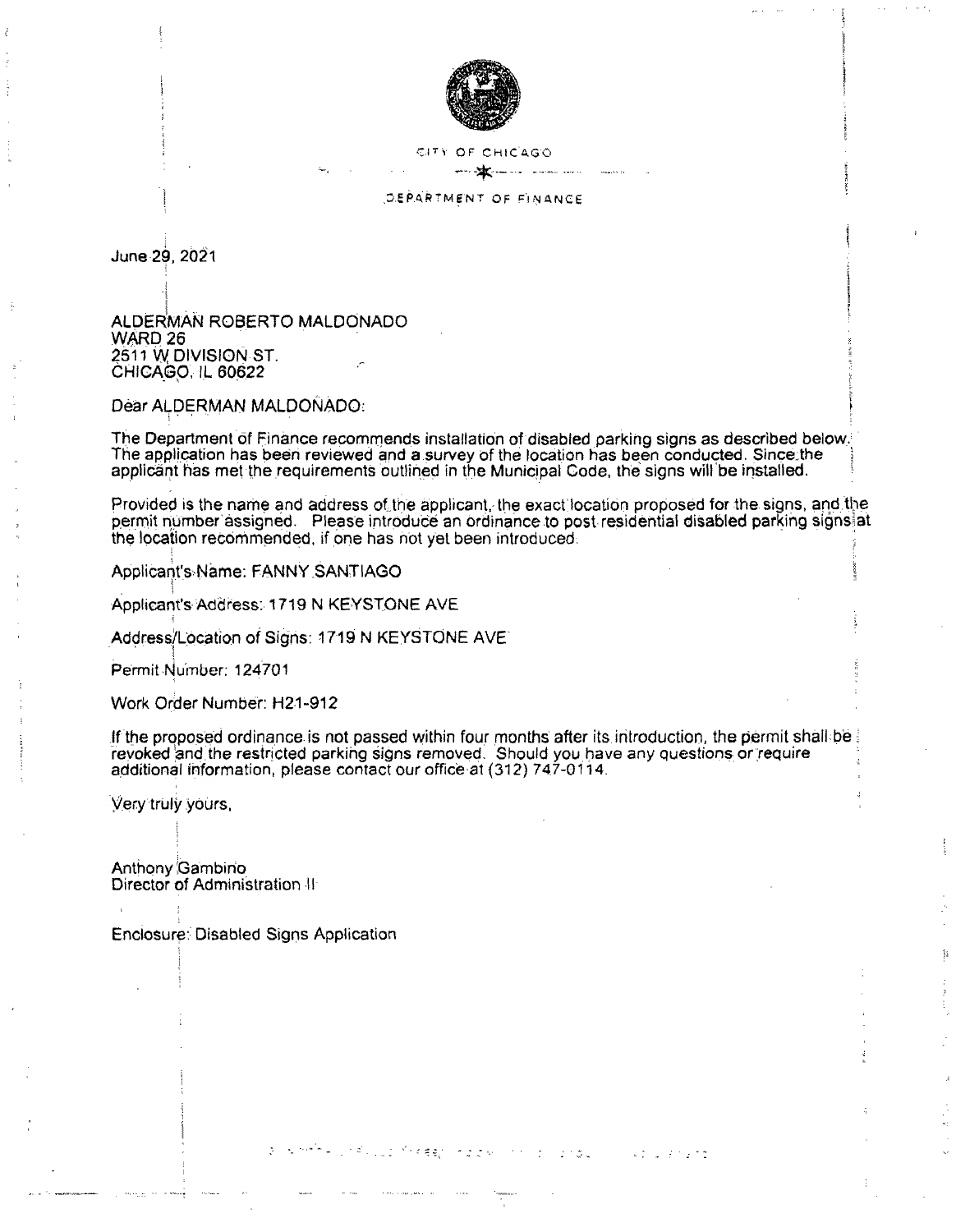CITY OF CHICAGO

DEPARTMENT OF FINANCE

June 29, 2021

ALDERMAN ROBERTO MALDONADO  
WARD 26  
2511 W DIVISION ST.  
CHICAGO, IL 60622

Dear ALDERMAN MALDONADO:

The Department of Finance recommends installation of disabled parking signs as described below. The application has been reviewed and a survey of the location has been conducted. Since the applicant has met the requirements outlined in the Municipal Code, the signs will be installed.

Provided is the name and address of the applicant, the exact location proposed for the signs, and the permit number assigned. Please introduce an ordinance to post residential disabled parking signs at the location recommended, if one has not yet been introduced.

Applicant's Name: FANNY SANTIAGO

Applicant's Address: 1719 N KEYSTONE AVE

Address/Location of Signs: 1719 N KEYSTONE AVE

Permit Number: 124701

Work Order Number: H21-912

If the proposed ordinance is not passed within four months after its introduction, the permit shall be revoked and the restricted parking signs removed. Should you have any questions or require additional information, please contact our office at (312) 747-0114.

Very truly yours,

Anthony Gambino  
Director of Administration II

Enclosure: Disabled Signs Application